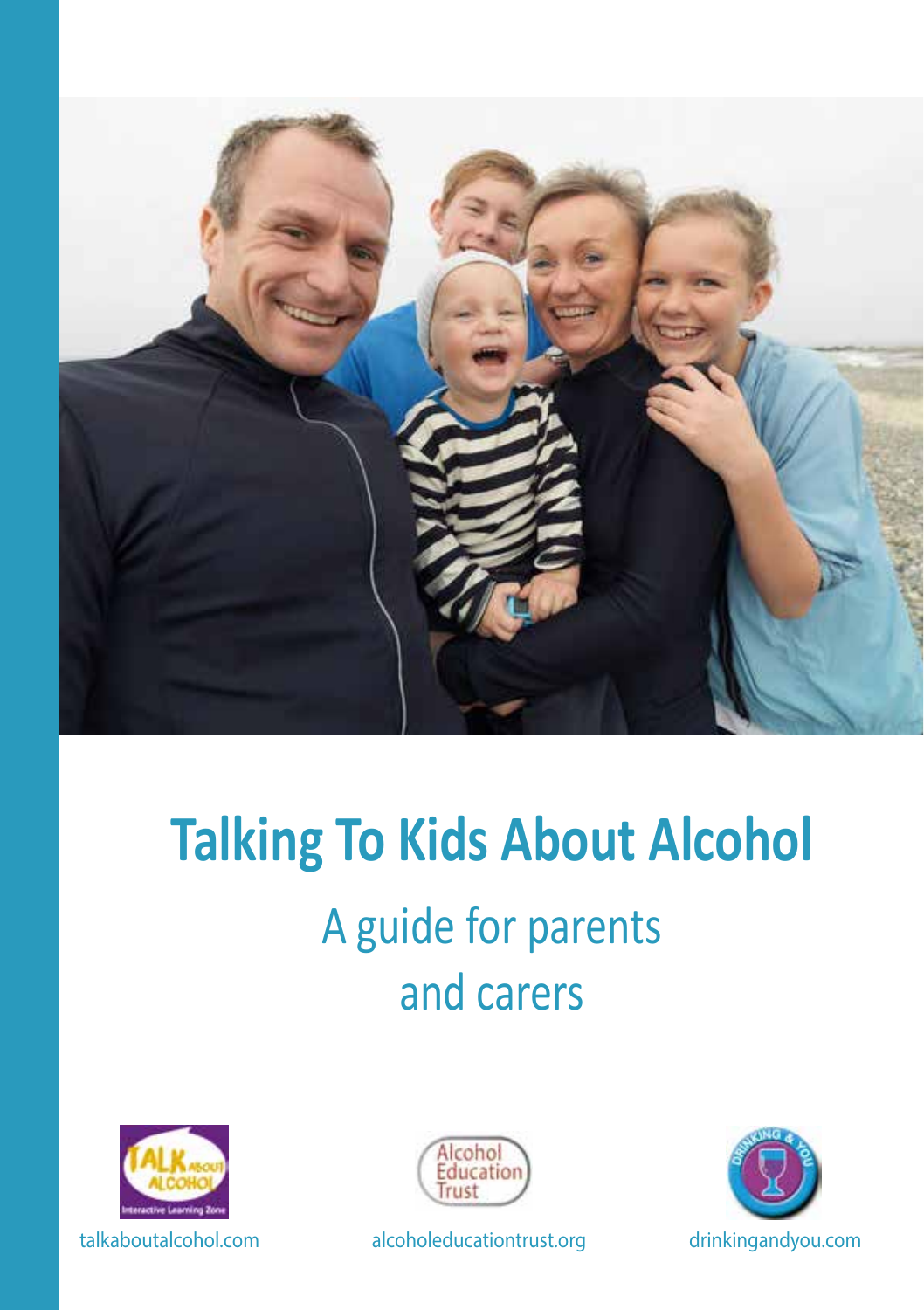# Talking To Kids About Alcohol

## A guide for parents and carers

talkaboutalcohol.com

alcoholeducationtrust.org

drinkingandyou.com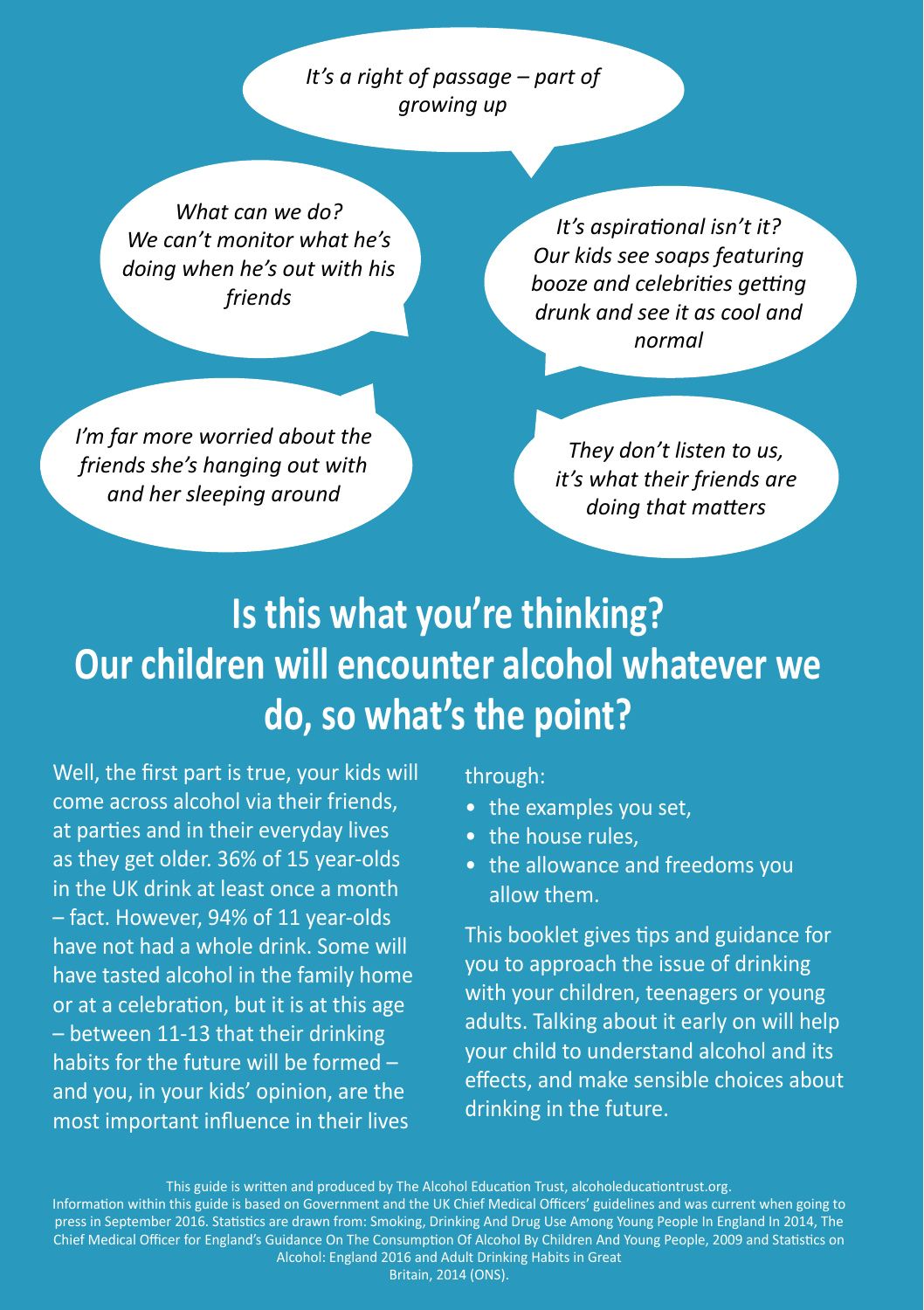*It's a right of passage – part of growing up*

*What can we do? We can't monitor what he's doing when he's out with his friends*

*It's aspirational isn't it? Our kids see soaps featuring booze and celebrities getting drunk and see it as cool and normal*

*I'm far more worried about the friends she's hanging out with and her sleeping around*

*They don't listen to us, it's what their friends are doing that matters*

# Is this what you're thinking? Our children will encounter alcohol whatever we do, so what's the point?

Well, the first part is true, your kids will come across alcohol via their friends, at parties and in their everyday lives as they get older. 36% of 15 year-olds in the UK drink at least once a month – fact. However, 94% of 11 year-olds have not had a whole drink. Some will have tasted alcohol in the family home or at a celebration, but it is at this age – between 11-13 that their drinking habits for the future will be formed – and you, in your kids' opinion, are the most important influence in their lives through:

- the examples you set,
- the house rules,
- the allowance and freedoms you allow them.

This booklet gives tips and guidance for you to approach the issue of drinking with your children, teenagers or young adults. Talking about it early on will help your child to understand alcohol and its effects, and make sensible choices about drinking in the future.

This guide is written and produced by The Alcohol Education Trust, alcoholeducationtrust.org.
Information within this guide is based on Government and the UK Chief Medical Officers' guidelines and was current when going to press in September 2016. Statistics are drawn from: Smoking, Drinking And Drug Use Among Young People In England In 2014, The Chief Medical Officer for England's Guidance On The Consumption Of Alcohol By Children And Young People, 2009 and Statistics on Alcohol: England 2016 and Adult Drinking Habits in Great Britain, 2014 (ONS).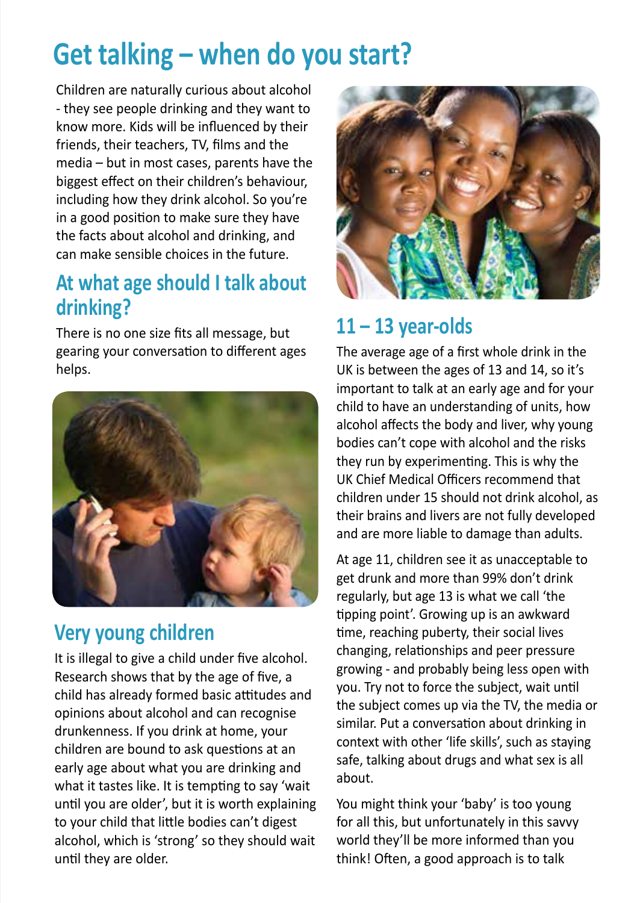# Get talking – when do you start?

Children are naturally curious about alcohol - they see people drinking and they want to know more. Kids will be influenced by their friends, their teachers, TV, films and the media – but in most cases, parents have the biggest effect on their children's behaviour, including how they drink alcohol. So you're in a good position to make sure they have the facts about alcohol and drinking, and can make sensible choices in the future.

## At what age should I talk about drinking?

There is no one size fits all message, but gearing your conversation to different ages helps.

## Very young children

It is illegal to give a child under five alcohol. Research shows that by the age of five, a child has already formed basic attitudes and opinions about alcohol and can recognise drunkenness. If you drink at home, your children are bound to ask questions at an early age about what you are drinking and what it tastes like. It is tempting to say 'wait until you are older', but it is worth explaining to your child that little bodies can't digest alcohol, which is 'strong' so they should wait until they are older.

## 11 – 13 year-olds

The average age of a first whole drink in the UK is between the ages of 13 and 14, so it's important to talk at an early age and for your child to have an understanding of units, how alcohol affects the body and liver, why young bodies can't cope with alcohol and the risks they run by experimenting. This is why the UK Chief Medical Officers recommend that children under 15 should not drink alcohol, as their brains and livers are not fully developed and are more liable to damage than adults.

At age 11, children see it as unacceptable to get drunk and more than 99% don't drink regularly, but age 13 is what we call 'the tipping point'. Growing up is an awkward time, reaching puberty, their social lives changing, relationships and peer pressure growing - and probably being less open with you. Try not to force the subject, wait until the subject comes up via the TV, the media or similar. Put a conversation about drinking in context with other 'life skills', such as staying safe, talking about drugs and what sex is all about.

You might think your 'baby' is too young for all this, but unfortunately in this savvy world they'll be more informed than you think! Often, a good approach is to talk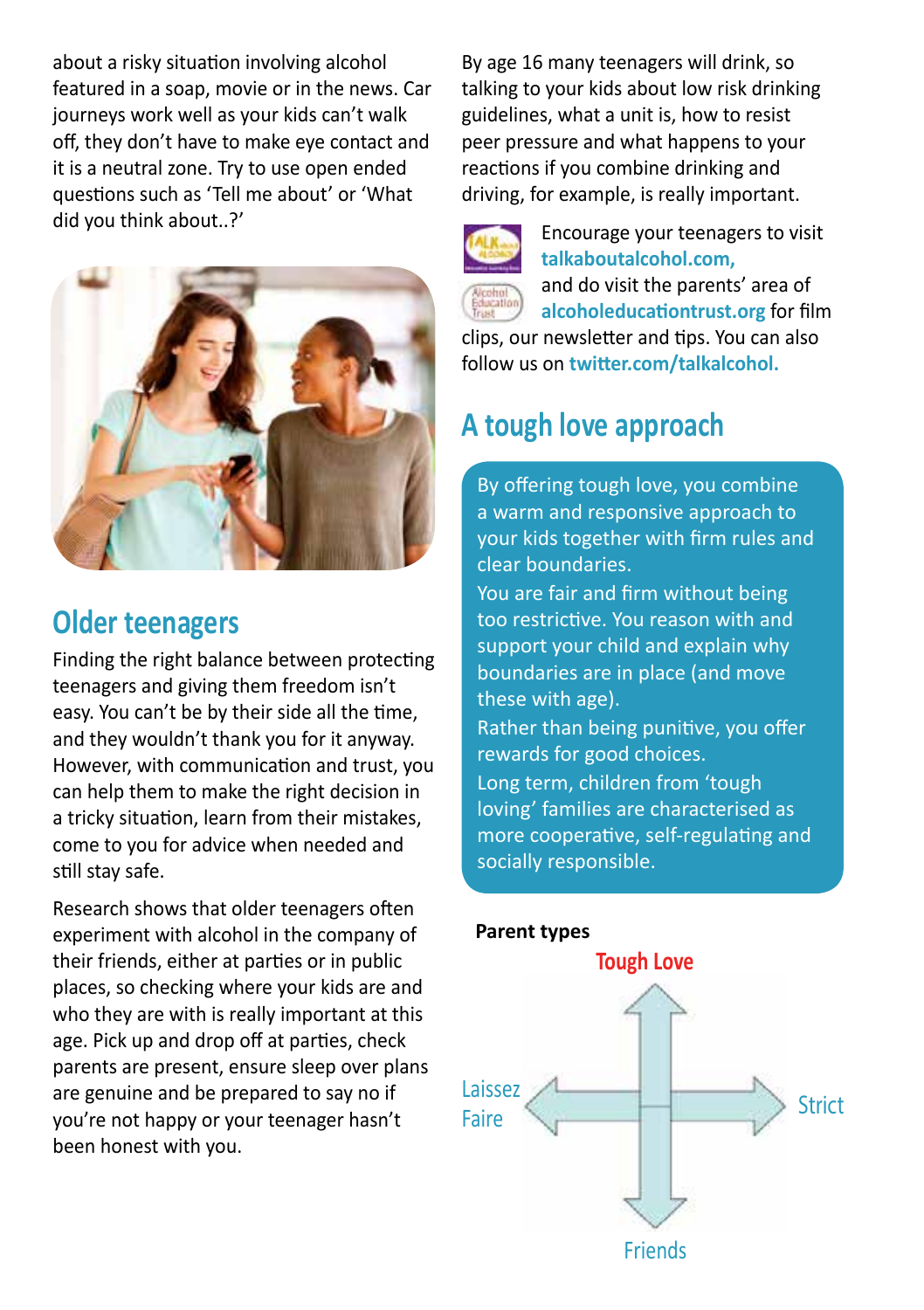about a risky situation involving alcohol featured in a soap, movie or in the news. Car journeys work well as your kids can't walk off, they don't have to make eye contact and it is a neutral zone. Try to use open ended questions such as 'Tell me about' or 'What did you think about..?'

## Older teenagers

Finding the right balance between protecting teenagers and giving them freedom isn't easy. You can't be by their side all the time, and they wouldn't thank you for it anyway. However, with communication and trust, you can help them to make the right decision in a tricky situation, learn from their mistakes, come to you for advice when needed and still stay safe.

Research shows that older teenagers often experiment with alcohol in the company of their friends, either at parties or in public places, so checking where your kids are and who they are with is really important at this age. Pick up and drop off at parties, check parents are present, ensure sleep over plans are genuine and be prepared to say no if you're not happy or your teenager hasn't been honest with you.

By age 16 many teenagers will drink, so talking to your kids about low risk drinking guidelines, what a unit is, how to resist peer pressure and what happens to your reactions if you combine drinking and driving, for example, is really important.

Encourage your teenagers to visit **talkaboutalcohol.com,** and do visit the parents' area of **alcoholeducationtrust.org** for film clips, our newsletter and tips. You can also follow us on **twitter.com/talkalcohol.**

## A tough love approach

By offering tough love, you combine a warm and responsive approach to your kids together with firm rules and clear boundaries.

You are fair and firm without being too restrictive. You reason with and support your child and explain why boundaries are in place (and move these with age).

Rather than being punitive, you offer rewards for good choices.

Long term, children from 'tough loving' families are characterised as more cooperative, self-regulating and socially responsible.

**Parent types**

Tough Love

Laissez Faire

Strict

Friends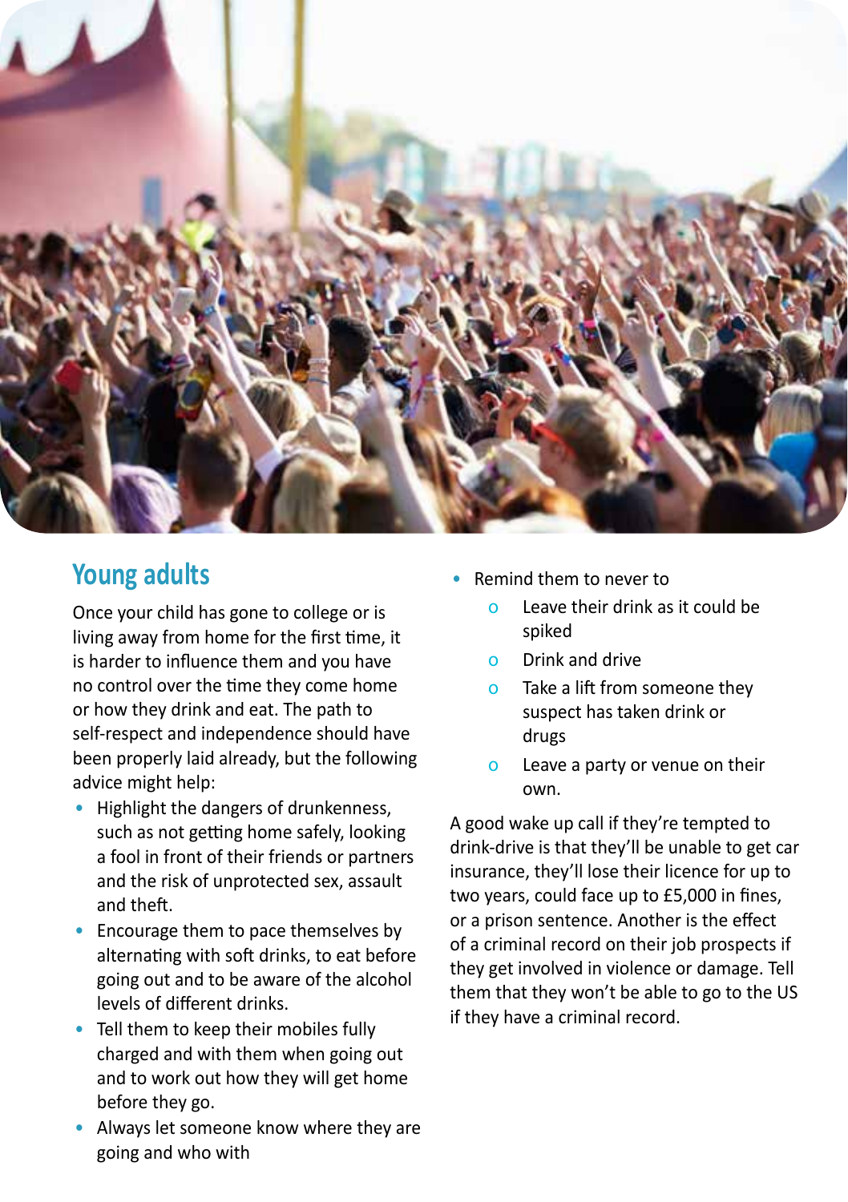## Young adults

Once your child has gone to college or is living away from home for the first time, it is harder to influence them and you have no control over the time they come home or how they drink and eat. The path to self-respect and independence should have been properly laid already, but the following advice might help:

- Highlight the dangers of drunkenness, such as not getting home safely, looking a fool in front of their friends or partners and the risk of unprotected sex, assault and theft.
- Encourage them to pace themselves by alternating with soft drinks, to eat before going out and to be aware of the alcohol levels of different drinks.
- Tell them to keep their mobiles fully charged and with them when going out and to work out how they will get home before they go.
- Always let someone know where they are going and who with
- Remind them to never to
    - Leave their drink as it could be spiked
    - Drink and drive
    - Take a lift from someone they suspect has taken drink or drugs
    - Leave a party or venue on their own.

A good wake up call if they're tempted to drink-drive is that they'll be unable to get car insurance, they'll lose their licence for up to two years, could face up to £5,000 in fines, or a prison sentence. Another is the effect of a criminal record on their job prospects if they get involved in violence or damage. Tell them that they won't be able to go to the US if they have a criminal record.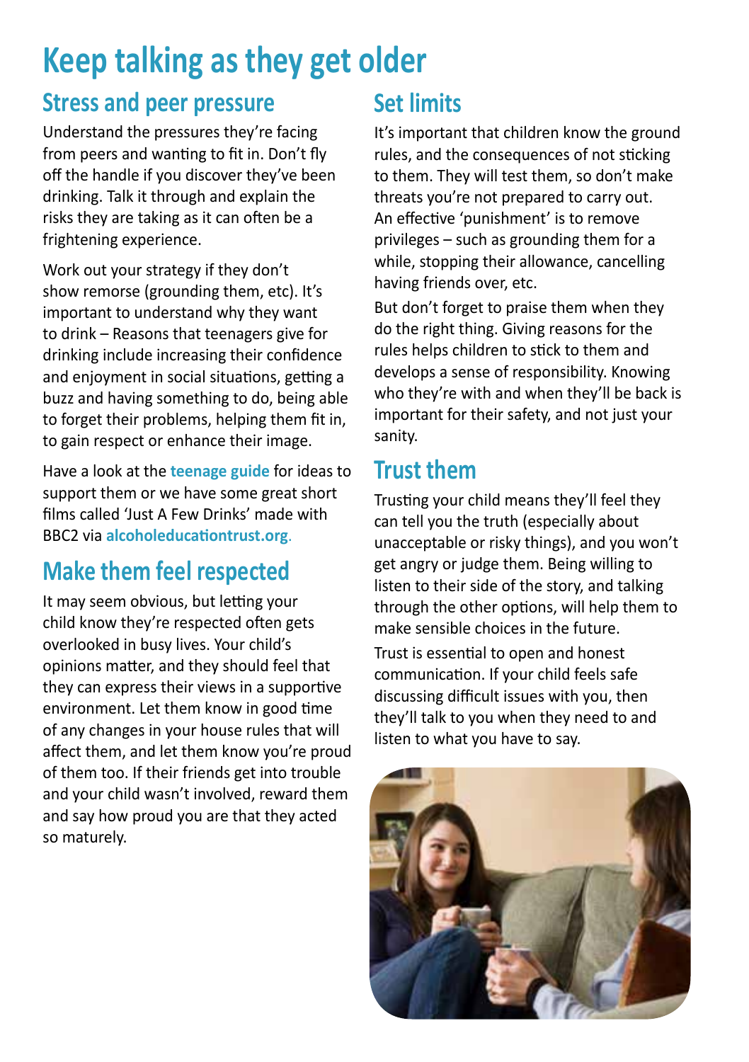# Keep talking as they get older

## Stress and peer pressure

Understand the pressures they're facing from peers and wanting to fit in. Don't fly off the handle if you discover they've been drinking. Talk it through and explain the risks they are taking as it can often be a frightening experience.

Work out your strategy if they don't show remorse (grounding them, etc). It's important to understand why they want to drink – Reasons that teenagers give for drinking include increasing their confidence and enjoyment in social situations, getting a buzz and having something to do, being able to forget their problems, helping them fit in, to gain respect or enhance their image.

Have a look at the **teenage guide** for ideas to support them or we have some great short films called 'Just A Few Drinks' made with BBC2 via **alcoholeducationtrust.org**.

## Make them feel respected

It may seem obvious, but letting your child know they're respected often gets overlooked in busy lives. Your child's opinions matter, and they should feel that they can express their views in a supportive environment. Let them know in good time of any changes in your house rules that will affect them, and let them know you're proud of them too. If their friends get into trouble and your child wasn't involved, reward them and say how proud you are that they acted so maturely.

## Set limits

It's important that children know the ground rules, and the consequences of not sticking to them. They will test them, so don't make threats you're not prepared to carry out. An effective 'punishment' is to remove privileges – such as grounding them for a while, stopping their allowance, cancelling having friends over, etc.

But don't forget to praise them when they do the right thing. Giving reasons for the rules helps children to stick to them and develops a sense of responsibility. Knowing who they're with and when they'll be back is important for their safety, and not just your sanity.

## Trust them

Trusting your child means they'll feel they can tell you the truth (especially about unacceptable or risky things), and you won't get angry or judge them. Being willing to listen to their side of the story, and talking through the other options, will help them to make sensible choices in the future.

Trust is essential to open and honest communication. If your child feels safe discussing difficult issues with you, then they'll talk to you when they need to and listen to what you have to say.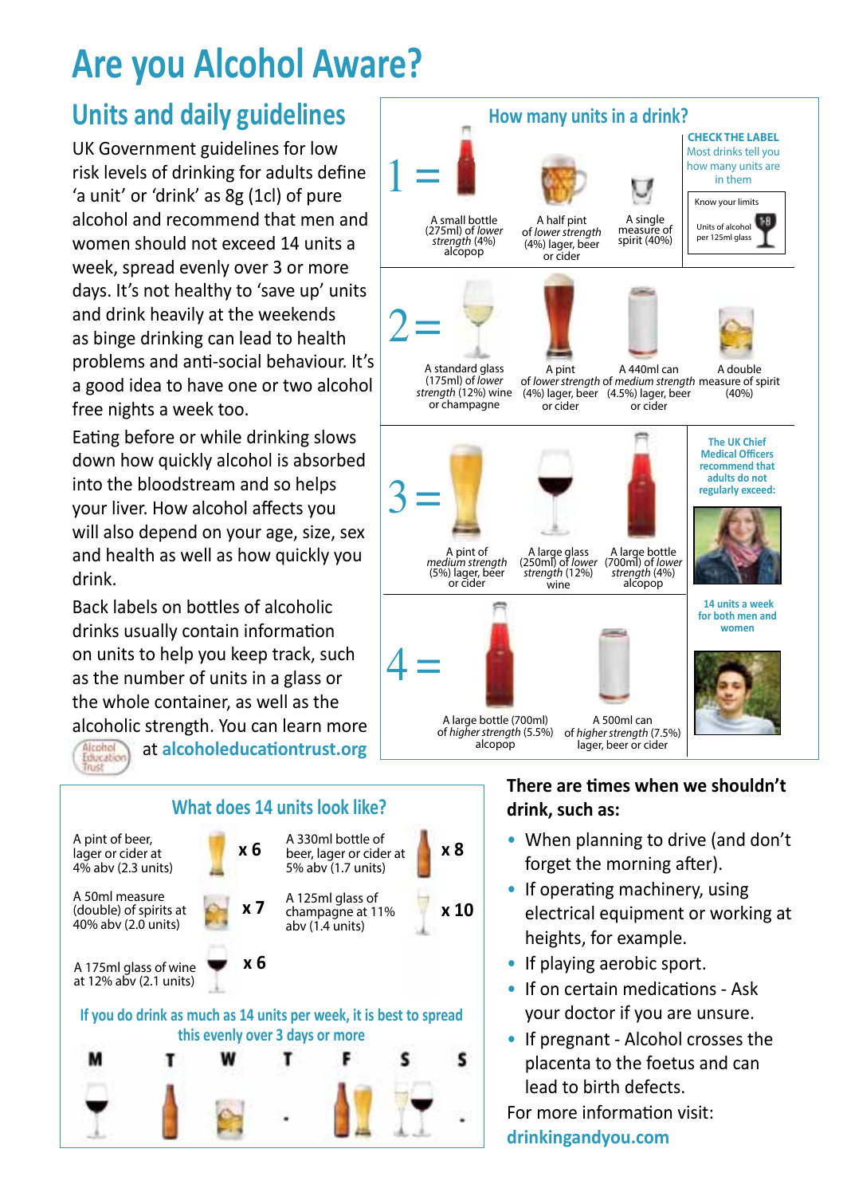# Are you Alcohol Aware?

## Units and daily guidelines

UK Government guidelines for low risk levels of drinking for adults define 'a unit' or 'drink' as 8g (1cl) of pure alcohol and recommend that men and women should not exceed 14 units a week, spread evenly over 3 or more days. It's not healthy to 'save up' units and drink heavily at the weekends as binge drinking can lead to health problems and anti-social behaviour. It's a good idea to have one or two alcohol free nights a week too.

Eating before or while drinking slows down how quickly alcohol is absorbed into the bloodstream and so helps your liver. How alcohol affects you will also depend on your age, size, sex and health as well as how quickly you drink.

Back labels on bottles of alcoholic drinks usually contain information on units to help you keep track, such as the number of units in a glass or the whole container, as well as the alcoholic strength. You can learn more at **alcoholeducationtrust.org**

## How many units in a drink?

**1 =**

- A small bottle (275ml) of *lower strength* (4%) alcopop
- A half pint of *lower strength* (4%) lager, beer or cider
- A single measure of spirit (40%)

**CHECK THE LABEL**
Most drinks tell you how many units are in them

Know your limits
Units of alcohol per 125ml glass

**2 =**

- A standard glass (175ml) of *lower strength* (12%) wine or champagne
- A pint of *lower strength* (4%) lager, beer or cider
- A 440ml can of *medium strength* (4.5%) lager, beer or cider
- A double measure of spirit (40%)

**3 =**

- A pint of *medium strength* (5%) lager, beer or cider
- A large glass (250ml) of *lower strength* (12%) wine
- A large bottle (700ml) of *lower strength* (4%) alcopop

**4 =**

- A large bottle (700ml) of *higher strength* (5.5%) alcopop
- A 500ml can of *higher strength* (7.5%) lager, beer or cider

**The UK Chief Medical Officers recommend that adults do not regularly exceed:**

**14 units a week for both men and women**

## What does 14 units look like?

- A pint of beer, lager or cider at 4% abv (2.3 units) **x 6**
- A 330ml bottle of beer, lager or cider at 5% abv (1.7 units) **x 8**
- A 50ml measure (double) of spirits at 40% abv (2.0 units) **x 7**
- A 125ml glass of champagne at 11% abv (1.4 units) **x 10**
- A 175ml glass of wine at 12% abv (2.1 units) **x 6**

**If you do drink as much as 14 units per week, it is best to spread this evenly over 3 days or more**

M T W T F S S

## There are times when we shouldn't drink, such as:

- When planning to drive (and don't forget the morning after).
- If operating machinery, using electrical equipment or working at heights, for example.
- If playing aerobic sport.
- If on certain medications - Ask your doctor if you are unsure.
- If pregnant - Alcohol crosses the placenta to the foetus and can lead to birth defects.

For more information visit: **drinkingandyou.com**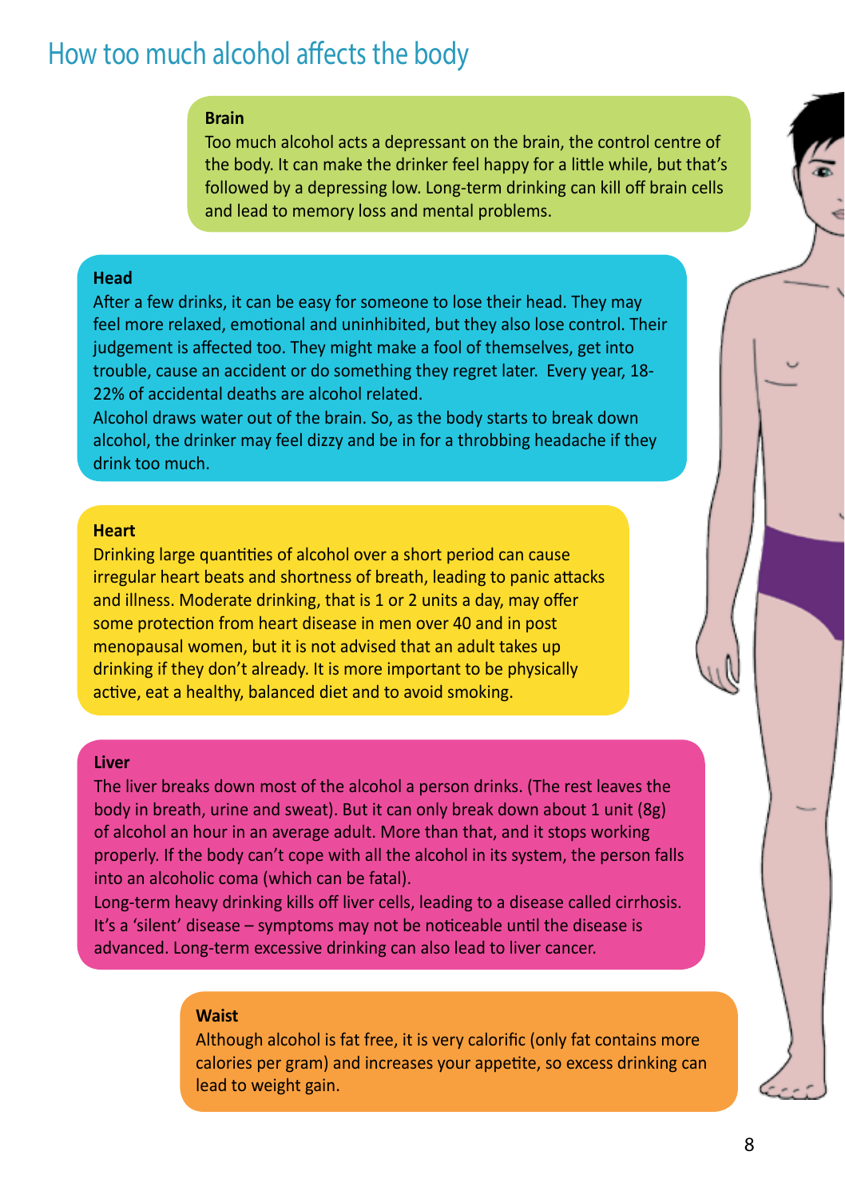# How too much alcohol affects the body

### Brain

Too much alcohol acts a depressant on the brain, the control centre of the body. It can make the drinker feel happy for a little while, but that's followed by a depressing low. Long-term drinking can kill off brain cells and lead to memory loss and mental problems.

### Head

After a few drinks, it can be easy for someone to lose their head. They may feel more relaxed, emotional and uninhibited, but they also lose control. Their judgement is affected too. They might make a fool of themselves, get into trouble, cause an accident or do something they regret later. Every year, 18-22% of accidental deaths are alcohol related.

Alcohol draws water out of the brain. So, as the body starts to break down alcohol, the drinker may feel dizzy and be in for a throbbing headache if they drink too much.

### Heart

Drinking large quantities of alcohol over a short period can cause irregular heart beats and shortness of breath, leading to panic attacks and illness. Moderate drinking, that is 1 or 2 units a day, may offer some protection from heart disease in men over 40 and in post menopausal women, but it is not advised that an adult takes up drinking if they don't already. It is more important to be physically active, eat a healthy, balanced diet and to avoid smoking.

### Liver

The liver breaks down most of the alcohol a person drinks. (The rest leaves the body in breath, urine and sweat). But it can only break down about 1 unit (8g) of alcohol an hour in an average adult. More than that, and it stops working properly. If the body can't cope with all the alcohol in its system, the person falls into an alcoholic coma (which can be fatal).

Long-term heavy drinking kills off liver cells, leading to a disease called cirrhosis. It's a 'silent' disease – symptoms may not be noticeable until the disease is advanced. Long-term excessive drinking can also lead to liver cancer.

### Waist

Although alcohol is fat free, it is very calorific (only fat contains more calories per gram) and increases your appetite, so excess drinking can lead to weight gain.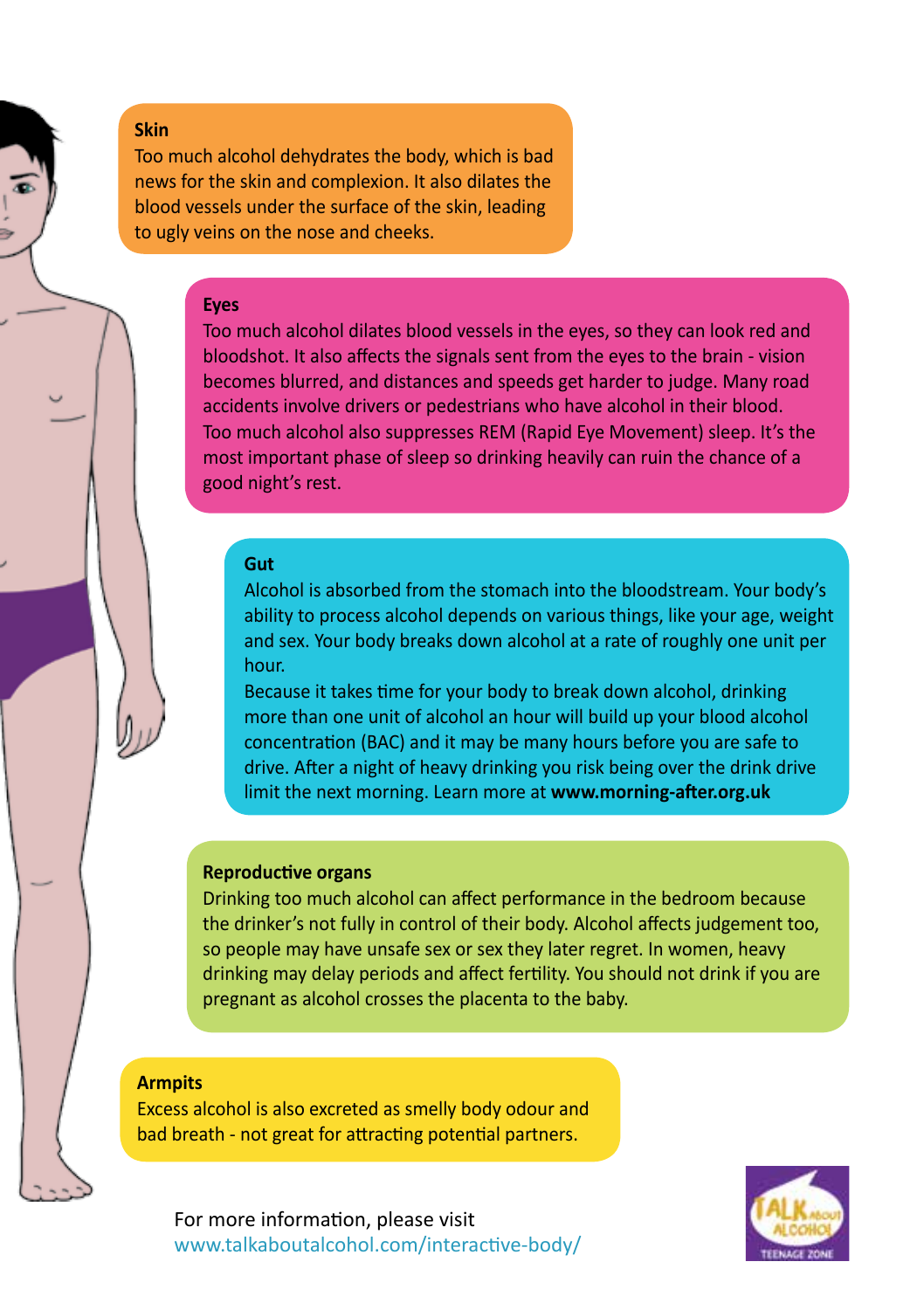## Skin

Too much alcohol dehydrates the body, which is bad news for the skin and complexion. It also dilates the blood vessels under the surface of the skin, leading to ugly veins on the nose and cheeks.

## Eyes

Too much alcohol dilates blood vessels in the eyes, so they can look red and bloodshot. It also affects the signals sent from the eyes to the brain - vision becomes blurred, and distances and speeds get harder to judge. Many road accidents involve drivers or pedestrians who have alcohol in their blood.

Too much alcohol also suppresses REM (Rapid Eye Movement) sleep. It's the most important phase of sleep so drinking heavily can ruin the chance of a good night's rest.

## Gut

Alcohol is absorbed from the stomach into the bloodstream. Your body's ability to process alcohol depends on various things, like your age, weight and sex. Your body breaks down alcohol at a rate of roughly one unit per hour.

Because it takes time for your body to break down alcohol, drinking more than one unit of alcohol an hour will build up your blood alcohol concentration (BAC) and it may be many hours before you are safe to drive. After a night of heavy drinking you risk being over the drink drive limit the next morning. Learn more at **www.morning-after.org.uk**

## Reproductive organs

Drinking too much alcohol can affect performance in the bedroom because the drinker's not fully in control of their body. Alcohol affects judgement too, so people may have unsafe sex or sex they later regret. In women, heavy drinking may delay periods and affect fertility. You should not drink if you are pregnant as alcohol crosses the placenta to the baby.

## Armpits

Excess alcohol is also excreted as smelly body odour and bad breath - not great for attracting potential partners.

For more information, please visit
www.talkaboutalcohol.com/interactive-body/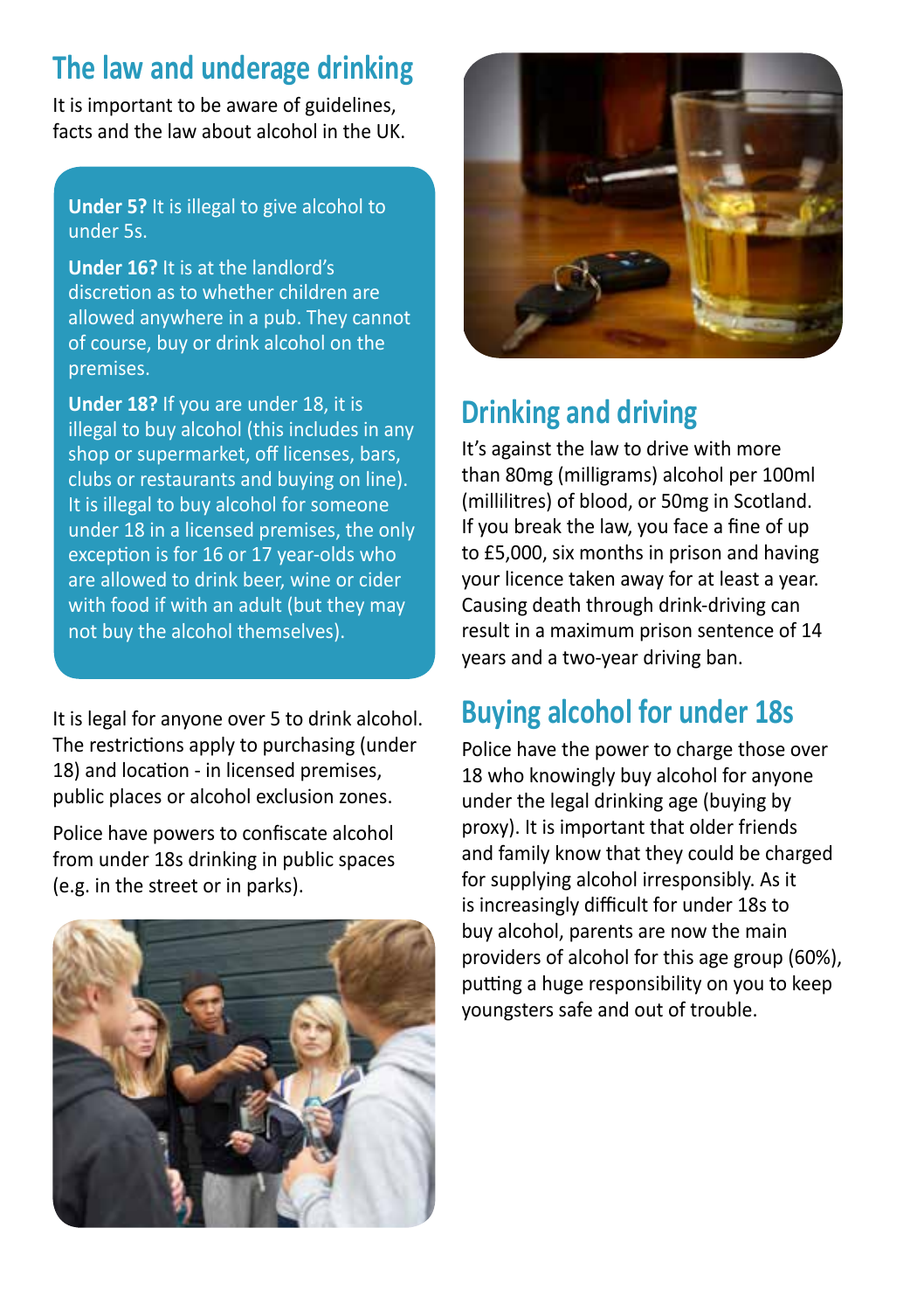## The law and underage drinking

It is important to be aware of guidelines, facts and the law about alcohol in the UK.

**Under 5?** It is illegal to give alcohol to under 5s.

**Under 16?** It is at the landlord's discretion as to whether children are allowed anywhere in a pub. They cannot of course, buy or drink alcohol on the premises.

**Under 18?** If you are under 18, it is illegal to buy alcohol (this includes in any shop or supermarket, off licenses, bars, clubs or restaurants and buying on line). It is illegal to buy alcohol for someone under 18 in a licensed premises, the only exception is for 16 or 17 year-olds who are allowed to drink beer, wine or cider with food if with an adult (but they may not buy the alcohol themselves).

It is legal for anyone over 5 to drink alcohol. The restrictions apply to purchasing (under 18) and location - in licensed premises, public places or alcohol exclusion zones.

Police have powers to confiscate alcohol from under 18s drinking in public spaces (e.g. in the street or in parks).

## Drinking and driving

It's against the law to drive with more than 80mg (milligrams) alcohol per 100ml (millilitres) of blood, or 50mg in Scotland. If you break the law, you face a fine of up to £5,000, six months in prison and having your licence taken away for at least a year. Causing death through drink-driving can result in a maximum prison sentence of 14 years and a two-year driving ban.

## Buying alcohol for under 18s

Police have the power to charge those over 18 who knowingly buy alcohol for anyone under the legal drinking age (buying by proxy). It is important that older friends and family know that they could be charged for supplying alcohol irresponsibly. As it is increasingly difficult for under 18s to buy alcohol, parents are now the main providers of alcohol for this age group (60%), putting a huge responsibility on you to keep youngsters safe and out of trouble.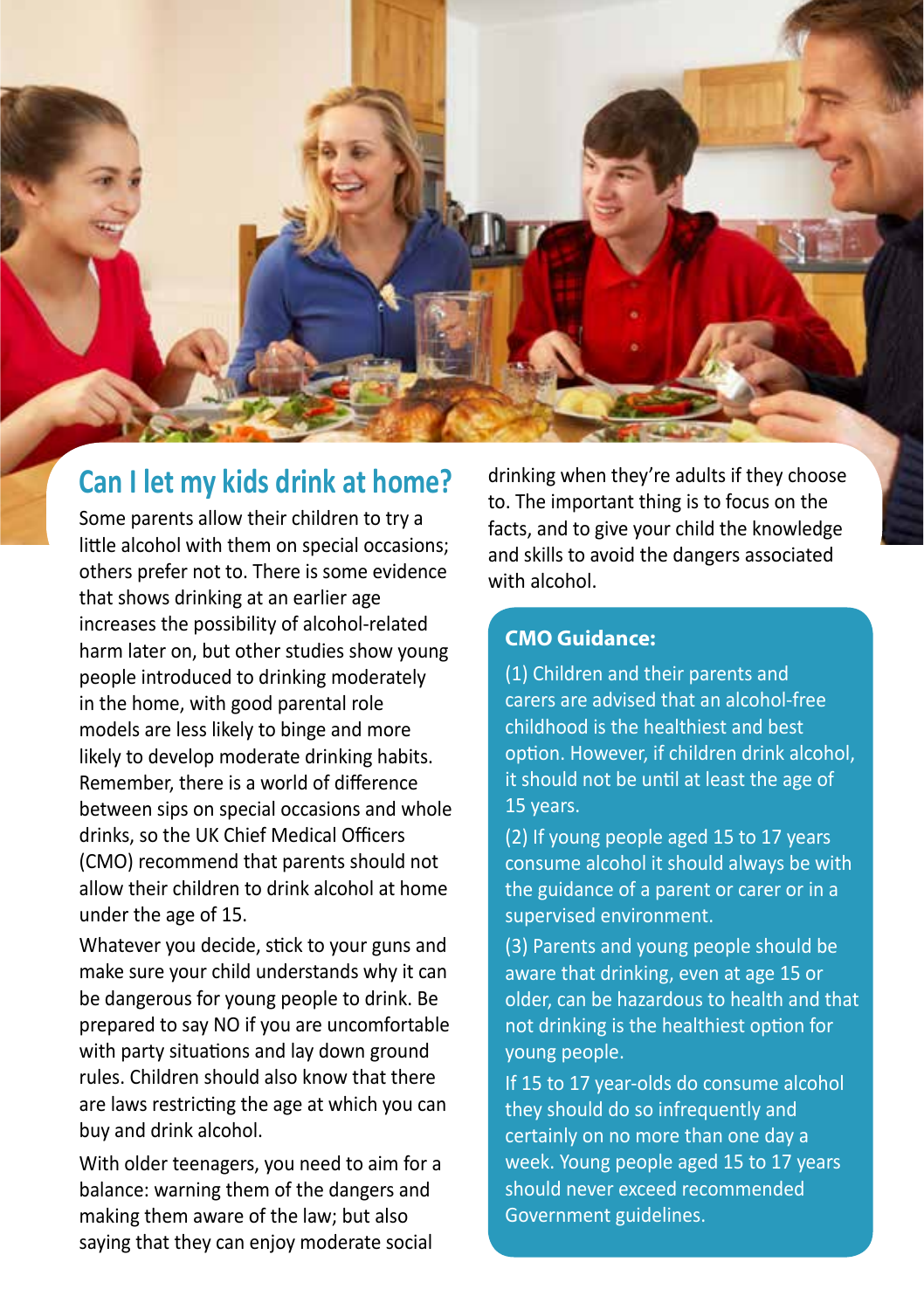## Can I let my kids drink at home?

Some parents allow their children to try a little alcohol with them on special occasions; others prefer not to. There is some evidence that shows drinking at an earlier age increases the possibility of alcohol-related harm later on, but other studies show young people introduced to drinking moderately in the home, with good parental role models are less likely to binge and more likely to develop moderate drinking habits. Remember, there is a world of difference between sips on special occasions and whole drinks, so the UK Chief Medical Officers (CMO) recommend that parents should not allow their children to drink alcohol at home under the age of 15.

Whatever you decide, stick to your guns and make sure your child understands why it can be dangerous for young people to drink. Be prepared to say NO if you are uncomfortable with party situations and lay down ground rules. Children should also know that there are laws restricting the age at which you can buy and drink alcohol.

With older teenagers, you need to aim for a balance: warning them of the dangers and making them aware of the law; but also saying that they can enjoy moderate social drinking when they're adults if they choose to. The important thing is to focus on the facts, and to give your child the knowledge and skills to avoid the dangers associated with alcohol.

**CMO Guidance:**

(1) Children and their parents and carers are advised that an alcohol-free childhood is the healthiest and best option. However, if children drink alcohol, it should not be until at least the age of 15 years.

(2) If young people aged 15 to 17 years consume alcohol it should always be with the guidance of a parent or carer or in a supervised environment.

(3) Parents and young people should be aware that drinking, even at age 15 or older, can be hazardous to health and that not drinking is the healthiest option for young people.

If 15 to 17 year-olds do consume alcohol they should do so infrequently and certainly on no more than one day a week. Young people aged 15 to 17 years should never exceed recommended Government guidelines.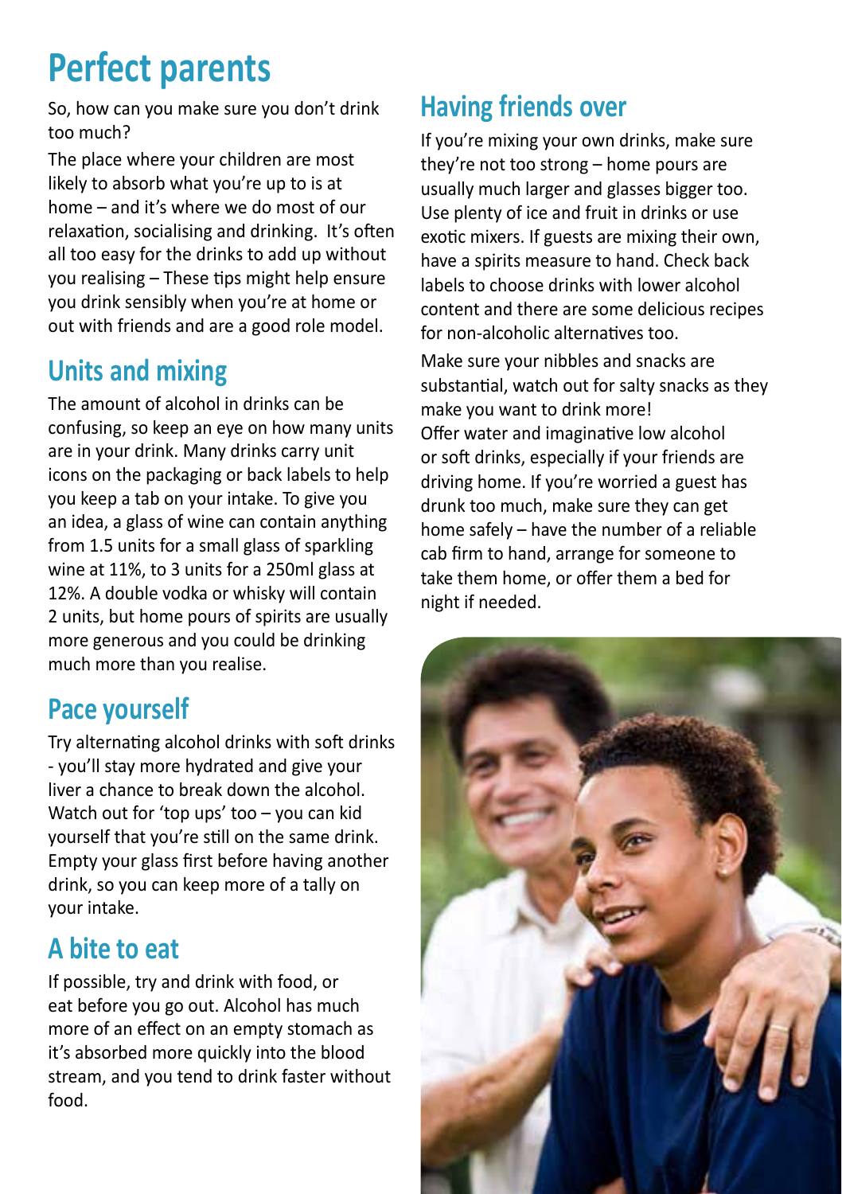# Perfect parents

So, how can you make sure you don't drink too much?

The place where your children are most likely to absorb what you're up to is at home – and it's where we do most of our relaxation, socialising and drinking. It's often all too easy for the drinks to add up without you realising – These tips might help ensure you drink sensibly when you're at home or out with friends and are a good role model.

## Units and mixing

The amount of alcohol in drinks can be confusing, so keep an eye on how many units are in your drink. Many drinks carry unit icons on the packaging or back labels to help you keep a tab on your intake. To give you an idea, a glass of wine can contain anything from 1.5 units for a small glass of sparkling wine at 11%, to 3 units for a 250ml glass at 12%. A double vodka or whisky will contain 2 units, but home pours of spirits are usually more generous and you could be drinking much more than you realise.

## Pace yourself

Try alternating alcohol drinks with soft drinks - you'll stay more hydrated and give your liver a chance to break down the alcohol. Watch out for 'top ups' too – you can kid yourself that you're still on the same drink. Empty your glass first before having another drink, so you can keep more of a tally on your intake.

## A bite to eat

If possible, try and drink with food, or eat before you go out. Alcohol has much more of an effect on an empty stomach as it's absorbed more quickly into the blood stream, and you tend to drink faster without food.

## Having friends over

If you're mixing your own drinks, make sure they're not too strong – home pours are usually much larger and glasses bigger too. Use plenty of ice and fruit in drinks or use exotic mixers. If guests are mixing their own, have a spirits measure to hand. Check back labels to choose drinks with lower alcohol content and there are some delicious recipes for non-alcoholic alternatives too.

Make sure your nibbles and snacks are substantial, watch out for salty snacks as they make you want to drink more!

Offer water and imaginative low alcohol or soft drinks, especially if your friends are driving home. If you're worried a guest has drunk too much, make sure they can get home safely – have the number of a reliable cab firm to hand, arrange for someone to take them home, or offer them a bed for night if needed.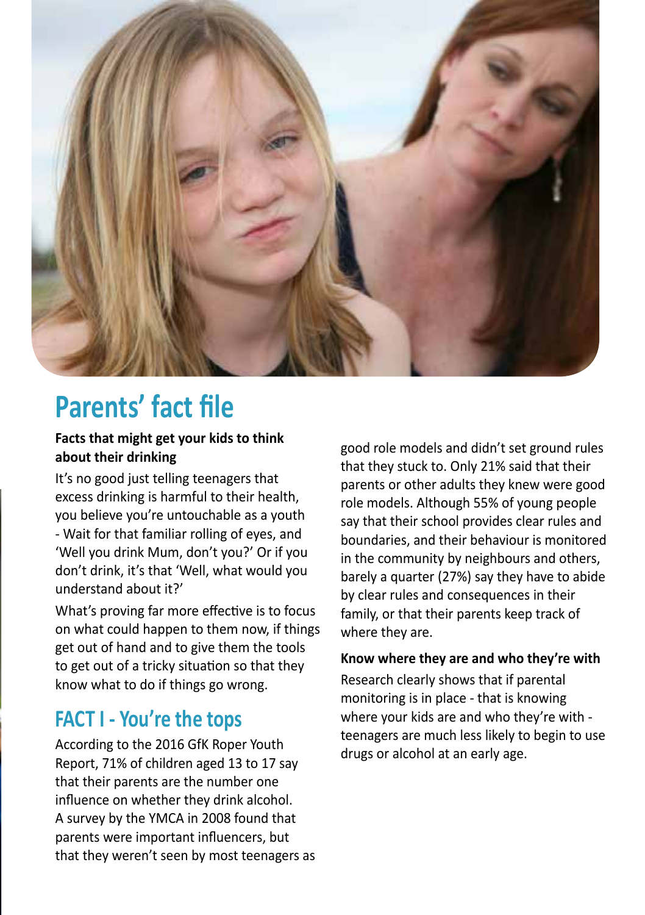# Parents' fact file

**Facts that might get your kids to think about their drinking**

It's no good just telling teenagers that excess drinking is harmful to their health, you believe you're untouchable as a youth - Wait for that familiar rolling of eyes, and 'Well you drink Mum, don't you?' Or if you don't drink, it's that 'Well, what would you understand about it?'

What's proving far more effective is to focus on what could happen to them now, if things get out of hand and to give them the tools to get out of a tricky situation so that they know what to do if things go wrong.

## FACT I - You're the tops

According to the 2016 GfK Roper Youth Report, 71% of children aged 13 to 17 say that their parents are the number one influence on whether they drink alcohol. A survey by the YMCA in 2008 found that parents were important influencers, but that they weren't seen by most teenagers as good role models and didn't set ground rules that they stuck to. Only 21% said that their parents or other adults they knew were good role models. Although 55% of young people say that their school provides clear rules and boundaries, and their behaviour is monitored in the community by neighbours and others, barely a quarter (27%) say they have to abide by clear rules and consequences in their family, or that their parents keep track of where they are.

**Know where they are and who they're with**

Research clearly shows that if parental monitoring is in place - that is knowing where your kids are and who they're with - teenagers are much less likely to begin to use drugs or alcohol at an early age.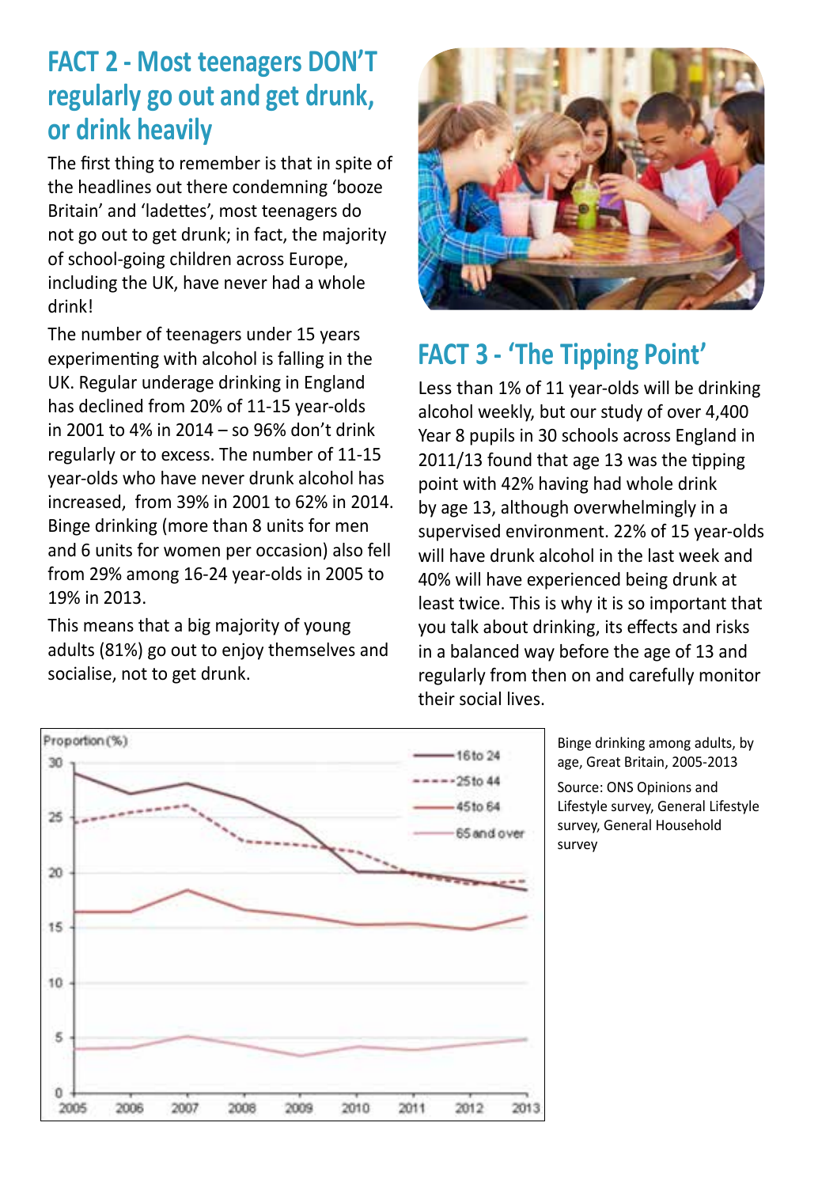## FACT 2 - Most teenagers DON'T regularly go out and get drunk, or drink heavily

The first thing to remember is that in spite of the headlines out there condemning 'booze Britain' and 'ladettes', most teenagers do not go out to get drunk; in fact, the majority of school-going children across Europe, including the UK, have never had a whole drink!

The number of teenagers under 15 years experimenting with alcohol is falling in the UK. Regular underage drinking in England has declined from 20% of 11-15 year-olds in 2001 to 4% in 2014 – so 96% don't drink regularly or to excess. The number of 11-15 year-olds who have never drunk alcohol has increased, from 39% in 2001 to 62% in 2014. Binge drinking (more than 8 units for men and 6 units for women per occasion) also fell from 29% among 16-24 year-olds in 2005 to 19% in 2013.

This means that a big majority of young adults (81%) go out to enjoy themselves and socialise, not to get drunk.

## FACT 3 - 'The Tipping Point'

Less than 1% of 11 year-olds will be drinking alcohol weekly, but our study of over 4,400 Year 8 pupils in 30 schools across England in 2011/13 found that age 13 was the tipping point with 42% having had whole drink by age 13, although overwhelmingly in a supervised environment. 22% of 15 year-olds will have drunk alcohol in the last week and 40% will have experienced being drunk at least twice. This is why it is so important that you talk about drinking, its effects and risks in a balanced way before the age of 13 and regularly from then on and carefully monitor their social lives.

Proportion (%)
30
25
20
15
10
5
0
2005 2006 2007 2008 2009 2010 2011 2012 2013
16 to 24
25 to 44
45 to 64
65 and over

Binge drinking among adults, by age, Great Britain, 2005-2013

Source: ONS Opinions and Lifestyle survey, General Lifestyle survey, General Household survey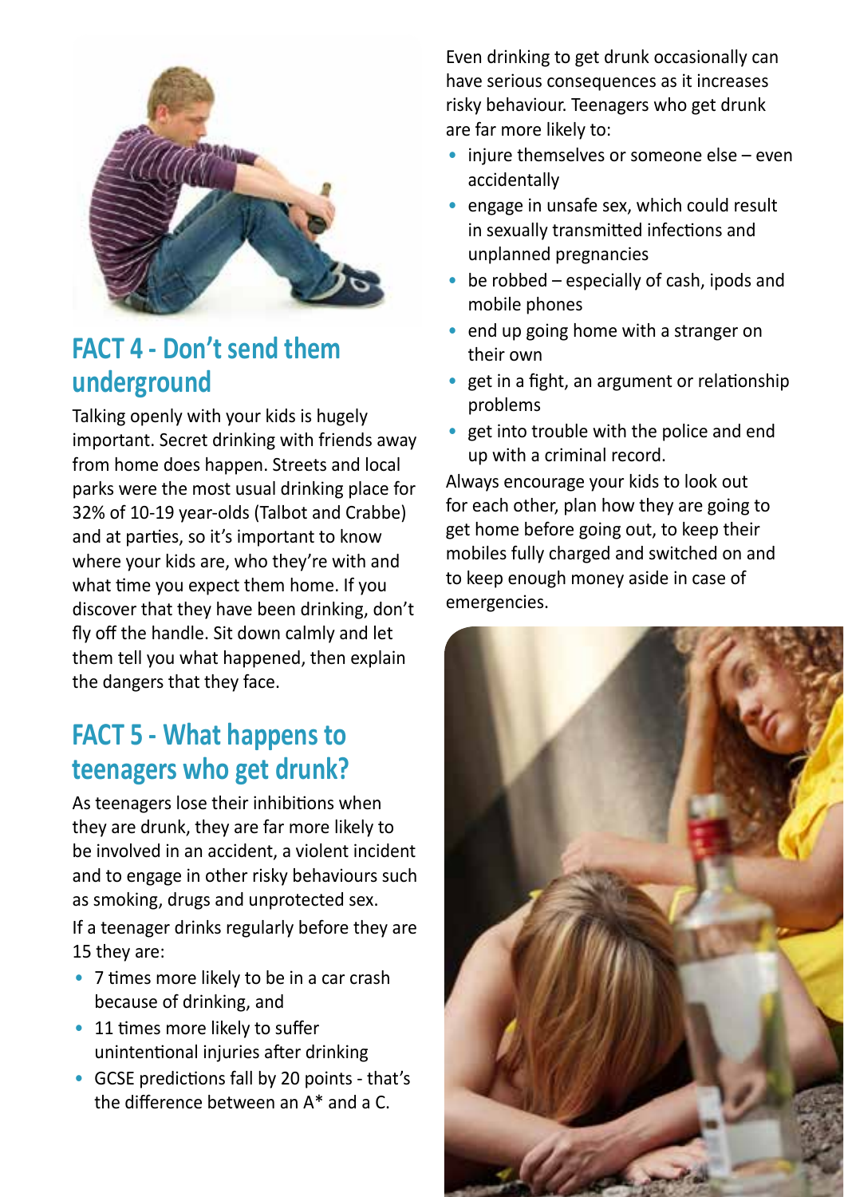## FACT 4 - Don't send them underground

Talking openly with your kids is hugely important. Secret drinking with friends away from home does happen. Streets and local parks were the most usual drinking place for 32% of 10-19 year-olds (Talbot and Crabbe) and at parties, so it's important to know where your kids are, who they're with and what time you expect them home. If you discover that they have been drinking, don't fly off the handle. Sit down calmly and let them tell you what happened, then explain the dangers that they face.

## FACT 5 - What happens to teenagers who get drunk?

As teenagers lose their inhibitions when they are drunk, they are far more likely to be involved in an accident, a violent incident and to engage in other risky behaviours such as smoking, drugs and unprotected sex.

If a teenager drinks regularly before they are 15 they are:

- 7 times more likely to be in a car crash because of drinking, and
- 11 times more likely to suffer unintentional injuries after drinking
- GCSE predictions fall by 20 points - that's the difference between an A* and a C.

Even drinking to get drunk occasionally can have serious consequences as it increases risky behaviour. Teenagers who get drunk are far more likely to:

- injure themselves or someone else – even accidentally
- engage in unsafe sex, which could result in sexually transmitted infections and unplanned pregnancies
- be robbed – especially of cash, ipods and mobile phones
- end up going home with a stranger on their own
- get in a fight, an argument or relationship problems
- get into trouble with the police and end up with a criminal record.

Always encourage your kids to look out for each other, plan how they are going to get home before going out, to keep their mobiles fully charged and switched on and to keep enough money aside in case of emergencies.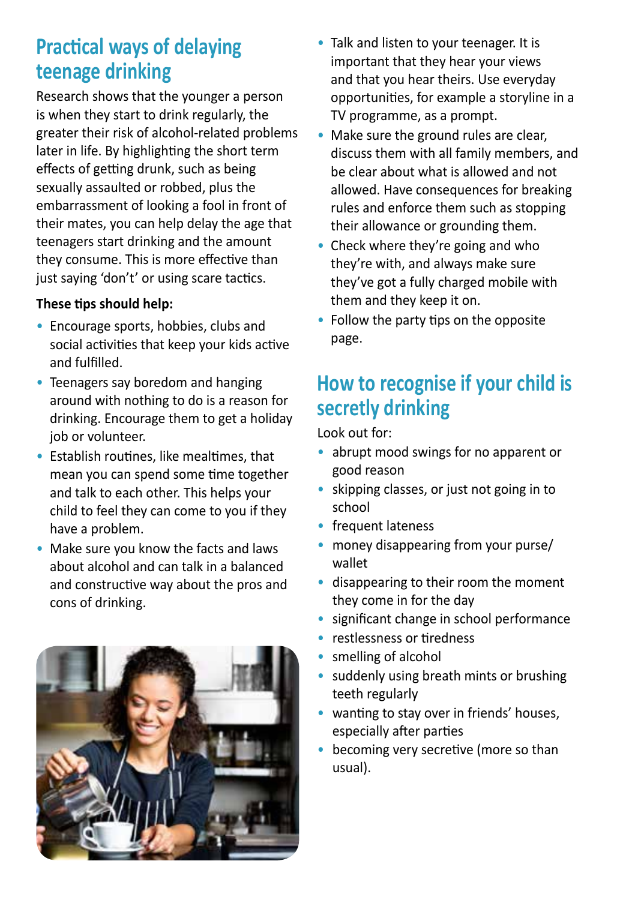## Practical ways of delaying teenage drinking

Research shows that the younger a person is when they start to drink regularly, the greater their risk of alcohol-related problems later in life. By highlighting the short term effects of getting drunk, such as being sexually assaulted or robbed, plus the embarrassment of looking a fool in front of their mates, you can help delay the age that teenagers start drinking and the amount they consume. This is more effective than just saying 'don't' or using scare tactics.

**These tips should help:**

- Encourage sports, hobbies, clubs and social activities that keep your kids active and fulfilled.
- Teenagers say boredom and hanging around with nothing to do is a reason for drinking. Encourage them to get a holiday job or volunteer.
- Establish routines, like mealtimes, that mean you can spend some time together and talk to each other. This helps your child to feel they can come to you if they have a problem.
- Make sure you know the facts and laws about alcohol and can talk in a balanced and constructive way about the pros and cons of drinking.
- Talk and listen to your teenager. It is important that they hear your views and that you hear theirs. Use everyday opportunities, for example a storyline in a TV programme, as a prompt.
- Make sure the ground rules are clear, discuss them with all family members, and be clear about what is allowed and not allowed. Have consequences for breaking rules and enforce them such as stopping their allowance or grounding them.
- Check where they're going and who they're with, and always make sure they've got a fully charged mobile with them and they keep it on.
- Follow the party tips on the opposite page.

## How to recognise if your child is secretly drinking

Look out for:

- abrupt mood swings for no apparent or good reason
- skipping classes, or just not going in to school
- frequent lateness
- money disappearing from your purse/wallet
- disappearing to their room the moment they come in for the day
- significant change in school performance
- restlessness or tiredness
- smelling of alcohol
- suddenly using breath mints or brushing teeth regularly
- wanting to stay over in friends' houses, especially after parties
- becoming very secretive (more so than usual).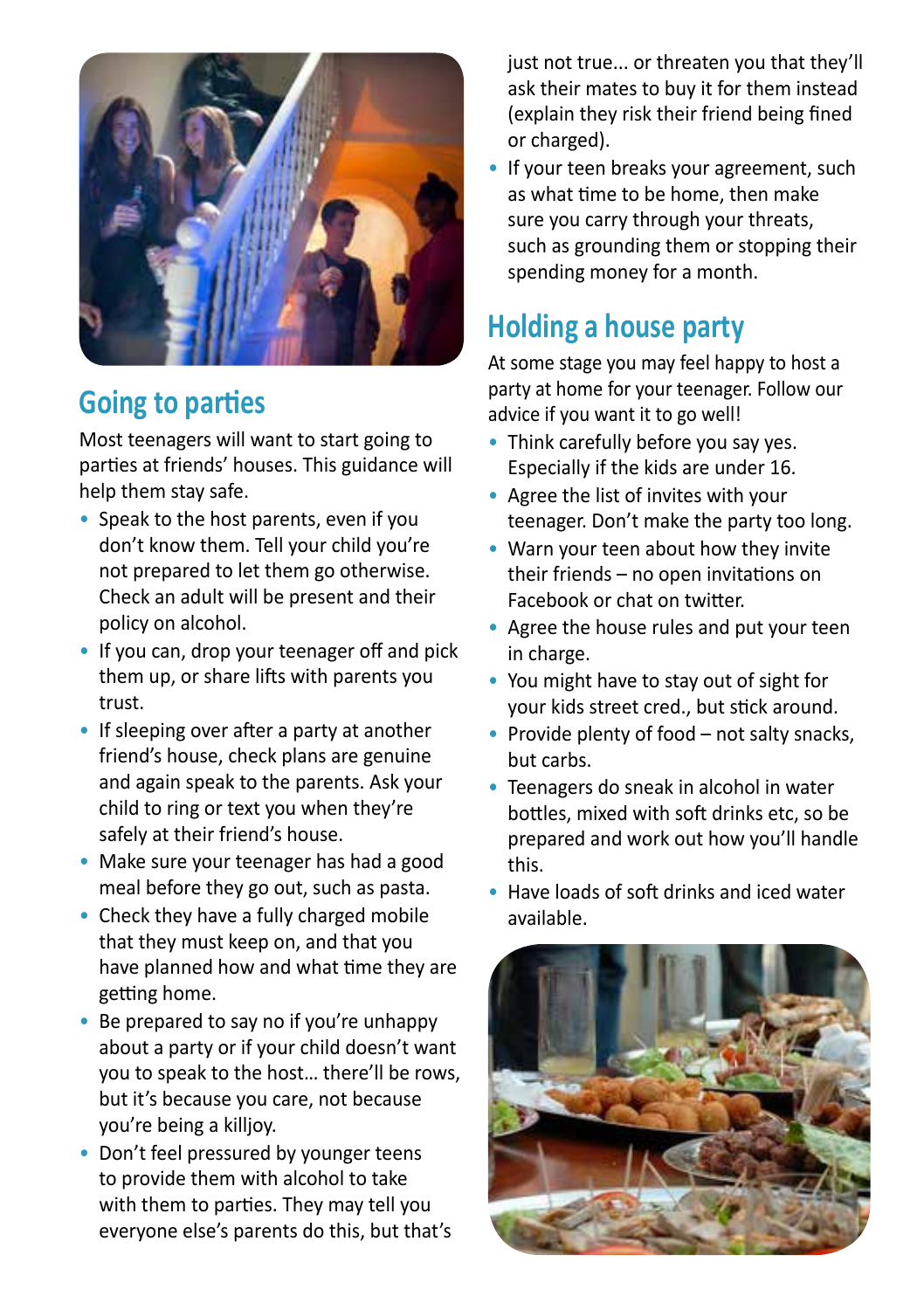## Going to parties

Most teenagers will want to start going to parties at friends' houses. This guidance will help them stay safe.

- Speak to the host parents, even if you don't know them. Tell your child you're not prepared to let them go otherwise. Check an adult will be present and their policy on alcohol.
- If you can, drop your teenager off and pick them up, or share lifts with parents you trust.
- If sleeping over after a party at another friend's house, check plans are genuine and again speak to the parents. Ask your child to ring or text you when they're safely at their friend's house.
- Make sure your teenager has had a good meal before they go out, such as pasta.
- Check they have a fully charged mobile that they must keep on, and that you have planned how and what time they are getting home.
- Be prepared to say no if you're unhappy about a party or if your child doesn't want you to speak to the host... there'll be rows, but it's because you care, not because you're being a killjoy.
- Don't feel pressured by younger teens to provide them with alcohol to take with them to parties. They may tell you everyone else's parents do this, but that's just not true... or threaten you that they'll ask their mates to buy it for them instead (explain they risk their friend being fined or charged).
- If your teen breaks your agreement, such as what time to be home, then make sure you carry through your threats, such as grounding them or stopping their spending money for a month.

## Holding a house party

At some stage you may feel happy to host a party at home for your teenager. Follow our advice if you want it to go well!

- Think carefully before you say yes. Especially if the kids are under 16.
- Agree the list of invites with your teenager. Don't make the party too long.
- Warn your teen about how they invite their friends – no open invitations on Facebook or chat on twitter.
- Agree the house rules and put your teen in charge.
- You might have to stay out of sight for your kids street cred., but stick around.
- Provide plenty of food – not salty snacks, but carbs.
- Teenagers do sneak in alcohol in water bottles, mixed with soft drinks etc, so be prepared and work out how you'll handle this.
- Have loads of soft drinks and iced water available.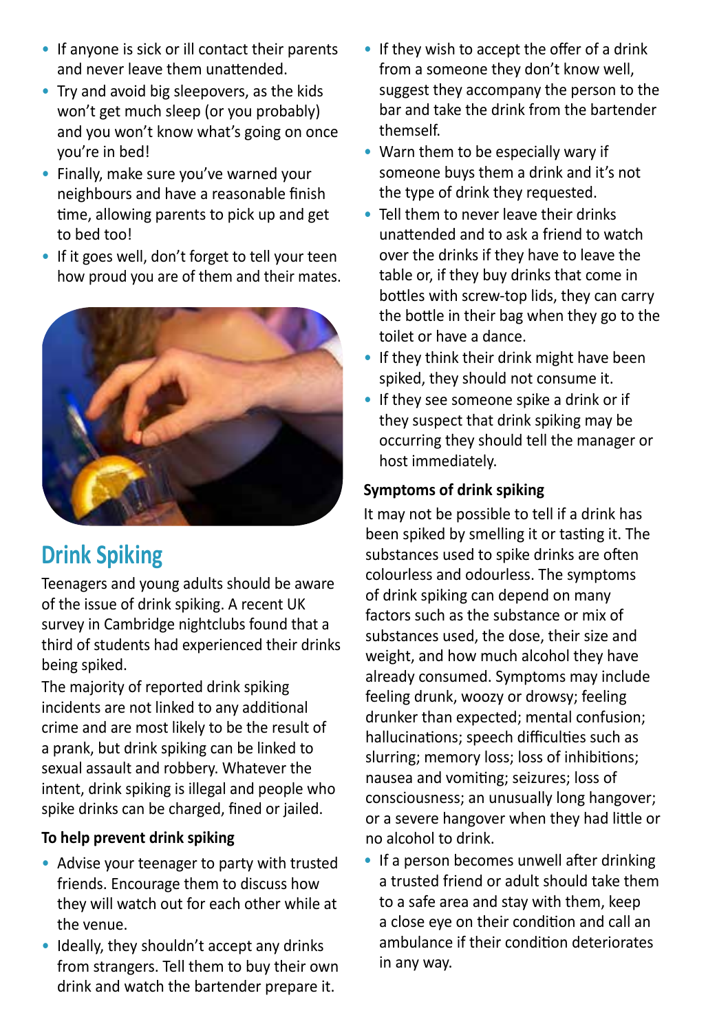- If anyone is sick or ill contact their parents and never leave them unattended.
- Try and avoid big sleepovers, as the kids won't get much sleep (or you probably) and you won't know what's going on once you're in bed!
- Finally, make sure you've warned your neighbours and have a reasonable finish time, allowing parents to pick up and get to bed too!
- If it goes well, don't forget to tell your teen how proud you are of them and their mates.

## Drink Spiking

Teenagers and young adults should be aware of the issue of drink spiking. A recent UK survey in Cambridge nightclubs found that a third of students had experienced their drinks being spiked.

The majority of reported drink spiking incidents are not linked to any additional crime and are most likely to be the result of a prank, but drink spiking can be linked to sexual assault and robbery. Whatever the intent, drink spiking is illegal and people who spike drinks can be charged, fined or jailed.

**To help prevent drink spiking**

- Advise your teenager to party with trusted friends. Encourage them to discuss how they will watch out for each other while at the venue.
- Ideally, they shouldn't accept any drinks from strangers. Tell them to buy their own drink and watch the bartender prepare it.
- If they wish to accept the offer of a drink from a someone they don't know well, suggest they accompany the person to the bar and take the drink from the bartender themself.
- Warn them to be especially wary if someone buys them a drink and it's not the type of drink they requested.
- Tell them to never leave their drinks unattended and to ask a friend to watch over the drinks if they have to leave the table or, if they buy drinks that come in bottles with screw-top lids, they can carry the bottle in their bag when they go to the toilet or have a dance.
- If they think their drink might have been spiked, they should not consume it.
- If they see someone spike a drink or if they suspect that drink spiking may be occurring they should tell the manager or host immediately.

**Symptoms of drink spiking**

It may not be possible to tell if a drink has been spiked by smelling it or tasting it. The substances used to spike drinks are often colourless and odourless. The symptoms of drink spiking can depend on many factors such as the substance or mix of substances used, the dose, their size and weight, and how much alcohol they have already consumed. Symptoms may include feeling drunk, woozy or drowsy; feeling drunker than expected; mental confusion; hallucinations; speech difficulties such as slurring; memory loss; loss of inhibitions; nausea and vomiting; seizures; loss of consciousness; an unusually long hangover; or a severe hangover when they had little or no alcohol to drink.

- If a person becomes unwell after drinking a trusted friend or adult should take them to a safe area and stay with them, keep a close eye on their condition and call an ambulance if their condition deteriorates in any way.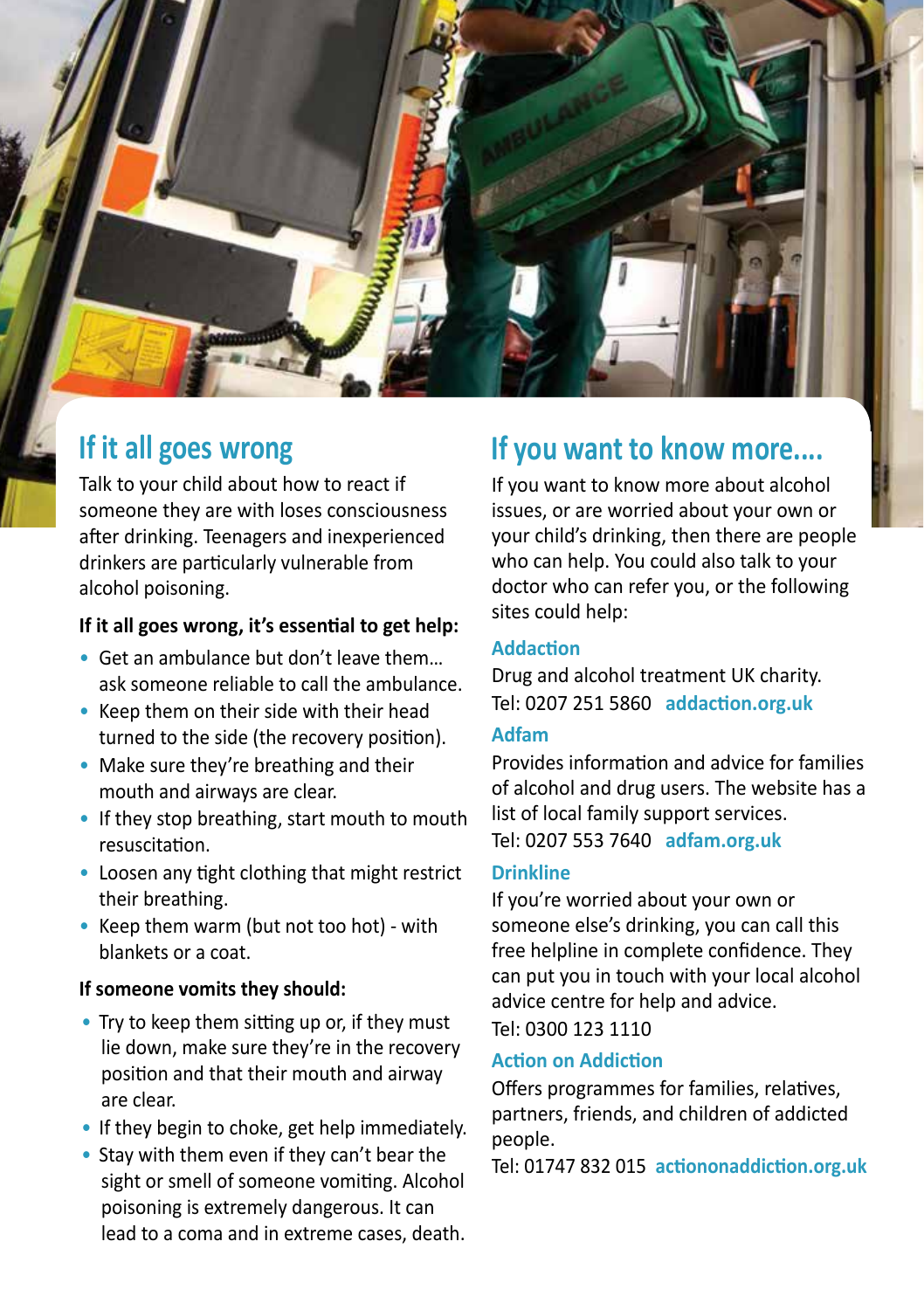## If it all goes wrong

Talk to your child about how to react if someone they are with loses consciousness after drinking. Teenagers and inexperienced drinkers are particularly vulnerable from alcohol poisoning.

**If it all goes wrong, it's essential to get help:**

- Get an ambulance but don't leave them… ask someone reliable to call the ambulance.
- Keep them on their side with their head turned to the side (the recovery position).
- Make sure they're breathing and their mouth and airways are clear.
- If they stop breathing, start mouth to mouth resuscitation.
- Loosen any tight clothing that might restrict their breathing.
- Keep them warm (but not too hot) - with blankets or a coat.

**If someone vomits they should:**

- Try to keep them sitting up or, if they must lie down, make sure they're in the recovery position and that their mouth and airway are clear.
- If they begin to choke, get help immediately.
- Stay with them even if they can't bear the sight or smell of someone vomiting. Alcohol poisoning is extremely dangerous. It can lead to a coma and in extreme cases, death.

## If you want to know more....

If you want to know more about alcohol issues, or are worried about your own or your child's drinking, then there are people who can help. You could also talk to your doctor who can refer you, or the following sites could help:

### Addaction

Drug and alcohol treatment UK charity.
Tel: 0207 251 5860 **addaction.org.uk**

### Adfam

Provides information and advice for families of alcohol and drug users. The website has a list of local family support services.
Tel: 0207 553 7640 **adfam.org.uk**

### Drinkline

If you're worried about your own or someone else's drinking, you can call this free helpline in complete confidence. They can put you in touch with your local alcohol advice centre for help and advice.
Tel: 0300 123 1110

### Action on Addiction

Offers programmes for families, relatives, partners, friends, and children of addicted people.
Tel: 01747 832 015 **actiononaddiction.org.uk**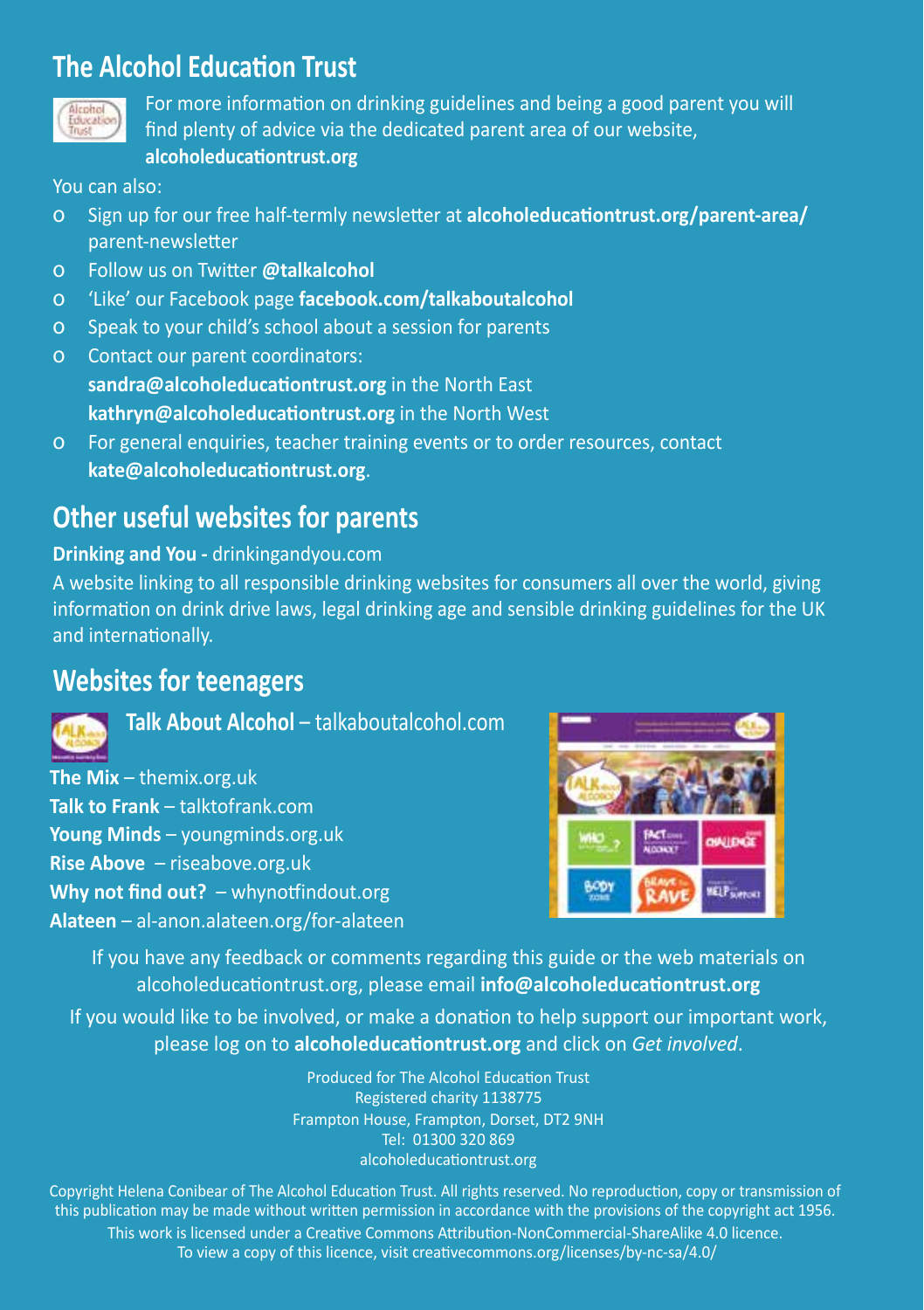## The Alcohol Education Trust

For more information on drinking guidelines and being a good parent you will find plenty of advice via the dedicated parent area of our website, **alcoholeducationtrust.org**

You can also:

- Sign up for our free half-termly newsletter at **alcoholeducationtrust.org/parent-area/** parent-newsletter
- Follow us on Twitter **@talkalcohol**
- 'Like' our Facebook page **facebook.com/talkaboutalcohol**
- Speak to your child's school about a session for parents
- Contact our parent coordinators:
  **sandra@alcoholeducationtrust.org** in the North East
  **kathryn@alcoholeducationtrust.org** in the North West
- For general enquiries, teacher training events or to order resources, contact **kate@alcoholeducationtrust.org**.

## Other useful websites for parents

**Drinking and You -** drinkingandyou.com

A website linking to all responsible drinking websites for consumers all over the world, giving information on drink drive laws, legal drinking age and sensible drinking guidelines for the UK and internationally.

## Websites for teenagers

**Talk About Alcohol** – talkaboutalcohol.com

**The Mix** – themix.org.uk
**Talk to Frank** – talktofrank.com
**Young Minds** – youngminds.org.uk
**Rise Above** – riseabove.org.uk
**Why not find out?** – whynotfindout.org
**Alateen** – al-anon.alateen.org/for-alateen

If you have any feedback or comments regarding this guide or the web materials on alcoholeducationtrust.org, please email **info@alcoholeducationtrust.org**

If you would like to be involved, or make a donation to help support our important work, please log on to **alcoholeducationtrust.org** and click on *Get involved*.

Produced for The Alcohol Education Trust
Registered charity 1138775
Frampton House, Frampton, Dorset, DT2 9NH
Tel: 01300 320 869
alcoholeducationtrust.org

Copyright Helena Conibear of The Alcohol Education Trust. All rights reserved. No reproduction, copy or transmission of this publication may be made without written permission in accordance with the provisions of the copyright act 1956.
This work is licensed under a Creative Commons Attribution-NonCommercial-ShareAlike 4.0 licence.
To view a copy of this licence, visit creativecommons.org/licenses/by-nc-sa/4.0/